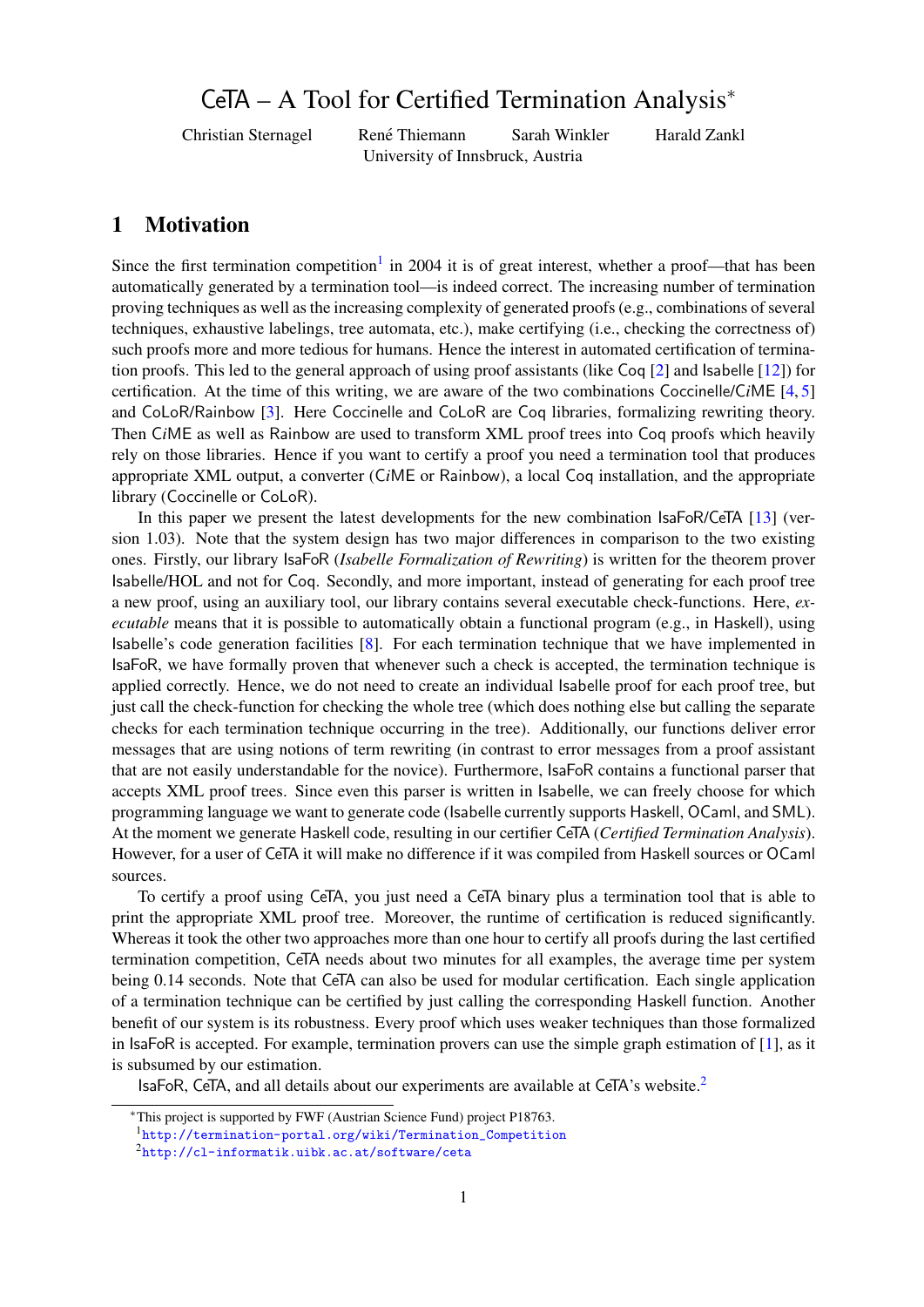# CeTA – A Tool for Certified Termination Analysis*

Christian Sternagel René Thiemann Sarah Winkler Harald Zankl

University of Innsbruck, Austria

## 1 Motivation

Since the first termination competition[1] in 2004 it is of great interest, whether a proof—that has been automatically generated by a termination tool—is indeed correct. The increasing number of termination proving techniques as well as the increasing complexity of generated proofs (e.g., combinations of several techniques, exhaustive labelings, tree automata, etc.), make certifying (i.e., checking the correctness of) such proofs more and more tedious for humans. Hence the interest in automated certification of termination proofs. This led to the general approach of using proof assistants (like Coq [2] and Isabelle [12]) for certification. At the time of this writing, we are aware of the two combinations Coccinelle/C*i*ME [4, 5] and CoLoR/Rainbow [3]. Here Coccinelle and CoLoR are Coq libraries, formalizing rewriting theory. Then C*i*ME as well as Rainbow are used to transform XML proof trees into Coq proofs which heavily rely on those libraries. Hence if you want to certify a proof you need a termination tool that produces appropriate XML output, a converter (C*i*ME or Rainbow), a local Coq installation, and the appropriate library (Coccinelle or CoLoR).

In this paper we present the latest developments for the new combination IsaFoR/CeTA [13] (version 1.03). Note that the system design has two major differences in comparison to the two existing ones. Firstly, our library IsaFoR (*Isabelle Formalization of Rewriting*) is written for the theorem prover Isabelle/HOL and not for Coq. Secondly, and more important, instead of generating for each proof tree a new proof, using an auxiliary tool, our library contains several executable check-functions. Here, *executable* means that it is possible to automatically obtain a functional program (e.g., in Haskell), using Isabelle's code generation facilities [8]. For each termination technique that we have implemented in IsaFoR, we have formally proven that whenever such a check is accepted, the termination technique is applied correctly. Hence, we do not need to create an individual Isabelle proof for each proof tree, but just call the check-function for checking the whole tree (which does nothing else but calling the separate checks for each termination technique occurring in the tree). Additionally, our functions deliver error messages that are using notions of term rewriting (in contrast to error messages from a proof assistant that are not easily understandable for the novice). Furthermore, IsaFoR contains a functional parser that accepts XML proof trees. Since even this parser is written in Isabelle, we can freely choose for which programming language we want to generate code (Isabelle currently supports Haskell, OCaml, and SML). At the moment we generate Haskell code, resulting in our certifier CeTA (*Certified Termination Analysis*). However, for a user of CeTA it will make no difference if it was compiled from Haskell sources or OCaml sources.

To certify a proof using CeTA, you just need a CeTA binary plus a termination tool that is able to print the appropriate XML proof tree. Moreover, the runtime of certification is reduced significantly. Whereas it took the other two approaches more than one hour to certify all proofs during the last certified termination competition, CeTA needs about two minutes for all examples, the average time per system being 0.14 seconds. Note that CeTA can also be used for modular certification. Each single application of a termination technique can be certified by just calling the corresponding Haskell function. Another benefit of our system is its robustness. Every proof which uses weaker techniques than those formalized in IsaFoR is accepted. For example, termination provers can use the simple graph estimation of [1], as it is subsumed by our estimation.

IsaFoR, CeTA, and all details about our experiments are available at CeTA's website.[2]

---

*This project is supported by FWF (Austrian Science Fund) project P18763.

[1] http://termination-portal.org/wiki/Termination_Competition

[2] http://cl-informatik.uibk.ac.at/software/ceta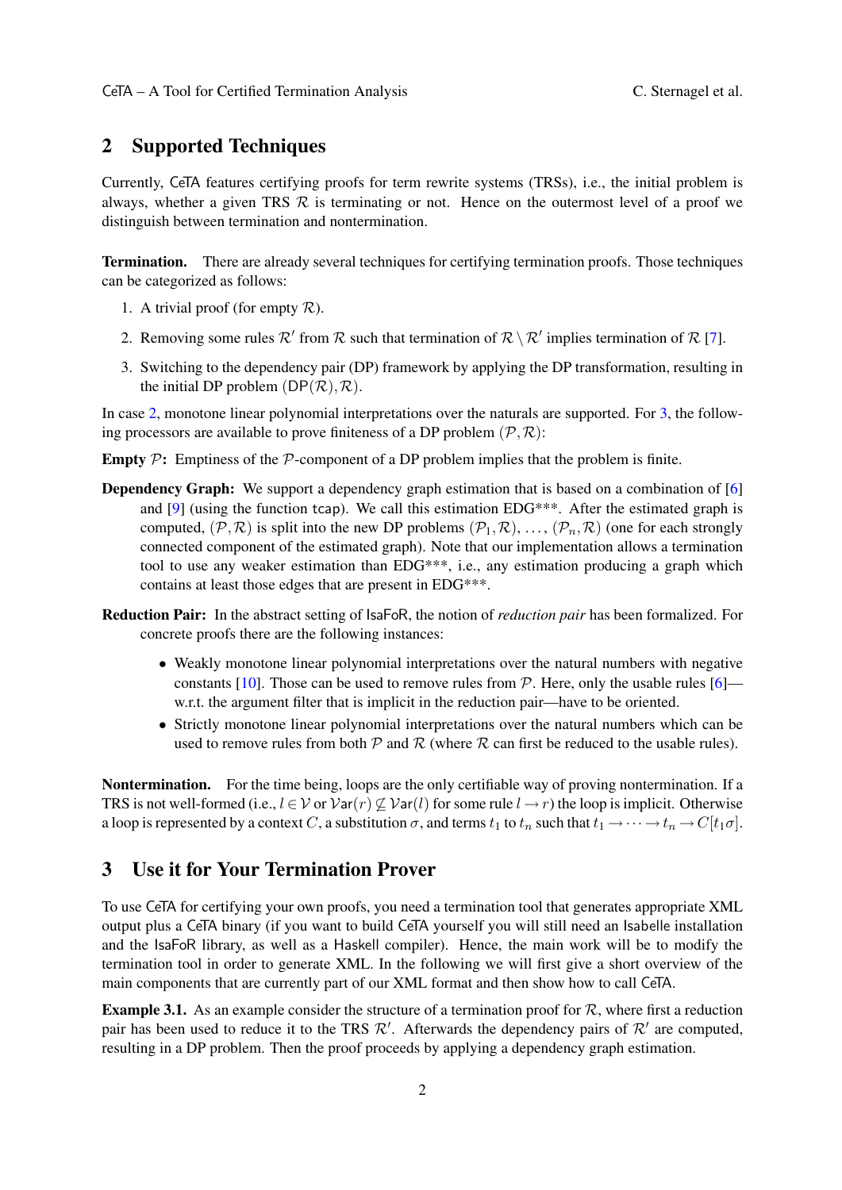## 2 Supported Techniques

Currently, CeTA features certifying proofs for term rewrite systems (TRSs), i.e., the initial problem is always, whether a given TRS $\mathcal{R}$ is terminating or not. Hence on the outermost level of a proof we distinguish between termination and nontermination.

**Termination.** There are already several techniques for certifying termination proofs. Those techniques can be categorized as follows:

1. A trivial proof (for empty $\mathcal{R}$).
2. Removing some rules $\mathcal{R}'$ from $\mathcal{R}$ such that termination of $\mathcal{R} \setminus \mathcal{R}'$ implies termination of $\mathcal{R}$ [7].
3. Switching to the dependency pair (DP) framework by applying the DP transformation, resulting in the initial DP problem $(\mathsf{DP}(\mathcal{R}), \mathcal{R})$.

In case 2, monotone linear polynomial interpretations over the naturals are supported. For 3, the following processors are available to prove finiteness of a DP problem $(\mathcal{P}, \mathcal{R})$:

**Empty $\mathcal{P}$:** Emptiness of the $\mathcal{P}$-component of a DP problem implies that the problem is finite.

**Dependency Graph:** We support a dependency graph estimation that is based on a combination of [6] and [9] (using the function tcap). We call this estimation EDG***. After the estimated graph is computed, $(\mathcal{P}, \mathcal{R})$ is split into the new DP problems $(\mathcal{P}_1, \mathcal{R})$, ..., $(\mathcal{P}_n, \mathcal{R})$ (one for each strongly connected component of the estimated graph). Note that our implementation allows a termination tool to use any weaker estimation than EDG***, i.e., any estimation producing a graph which contains at least those edges that are present in EDG***.

**Reduction Pair:** In the abstract setting of IsaFoR, the notion of *reduction pair* has been formalized. For concrete proofs there are the following instances:

- Weakly monotone linear polynomial interpretations over the natural numbers with negative constants [10]. Those can be used to remove rules from $\mathcal{P}$. Here, only the usable rules [6]—w.r.t. the argument filter that is implicit in the reduction pair—have to be oriented.
- Strictly monotone linear polynomial interpretations over the natural numbers which can be used to remove rules from both $\mathcal{P}$ and $\mathcal{R}$ (where $\mathcal{R}$ can first be reduced to the usable rules).

**Nontermination.** For the time being, loops are the only certifiable way of proving nontermination. If a TRS is not well-formed (i.e., $l \in \mathcal{V}$ or $\mathcal{V}\mathsf{ar}(r) \not\subseteq \mathcal{V}\mathsf{ar}(l)$ for some rule $l \to r$) the loop is implicit. Otherwise a loop is represented by a context $C$, a substitution $\sigma$, and terms $t_1$ to $t_n$ such that $t_1 \to \cdots \to t_n \to C[t_1\sigma]$.

## 3 Use it for Your Termination Prover

To use CeTA for certifying your own proofs, you need a termination tool that generates appropriate XML output plus a CeTA binary (if you want to build CeTA yourself you will still need an Isabelle installation and the IsaFoR library, as well as a Haskell compiler). Hence, the main work will be to modify the termination tool in order to generate XML. In the following we will first give a short overview of the main components that are currently part of our XML format and then show how to call CeTA.

**Example 3.1.** As an example consider the structure of a termination proof for $\mathcal{R}$, where first a reduction pair has been used to reduce it to the TRS $\mathcal{R}'$. Afterwards the dependency pairs of $\mathcal{R}'$ are computed, resulting in a DP problem. Then the proof proceeds by applying a dependency graph estimation.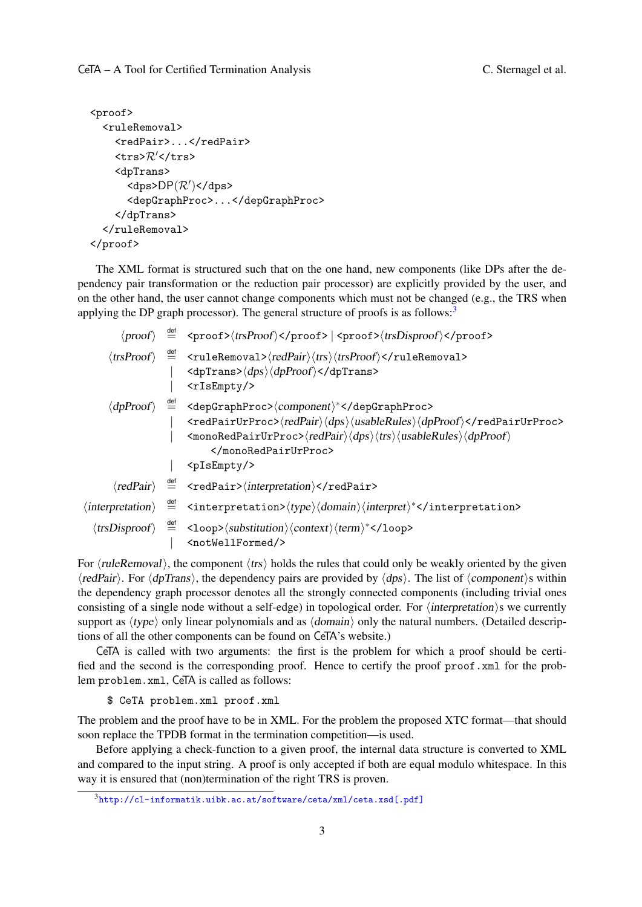```
<proof>
  <ruleRemoval>
    <redPair>...</redPair>
    <trs>R'</trs>
    <dpTrans>
      <dps>DP(R')</dps>
      <depGraphProc>...</depGraphProc>
    </dpTrans>
  </ruleRemoval>
</proof>
```

The XML format is structured such that on the one hand, new components (like DPs after the dependency pair transformation or the reduction pair processor) are explicitly provided by the user, and on the other hand, the user cannot change components which must not be changed (e.g., the TRS when applying the DP graph processor). The general structure of proofs is as follows:[3]

$$
\begin{array}{rcl}
\langle \mathit{proof} \rangle & \stackrel{\text{def}}{=} & \texttt{<proof>}\langle \mathit{trsProof} \rangle\texttt{</proof>} \mid \texttt{<proof>}\langle \mathit{trsDisproof} \rangle\texttt{</proof>} \\
\langle \mathit{trsProof} \rangle & \stackrel{\text{def}}{=} & \texttt{<ruleRemoval>}\langle \mathit{redPair} \rangle\langle \mathit{trs} \rangle\langle \mathit{trsProof} \rangle\texttt{</ruleRemoval>} \\
& \mid & \texttt{<dpTrans>}\langle \mathit{dps} \rangle\langle \mathit{dpProof} \rangle\texttt{</dpTrans>} \\
& \mid & \texttt{<rIsEmpty/>} \\
\langle \mathit{dpProof} \rangle & \stackrel{\text{def}}{=} & \texttt{<depGraphProc>}\langle \mathit{component} \rangle^*\texttt{</depGraphProc>} \\
& \mid & \texttt{<redPairUrProc>}\langle \mathit{redPair} \rangle\langle \mathit{dps} \rangle\langle \mathit{usableRules} \rangle\langle \mathit{dpProof} \rangle\texttt{</redPairUrProc>} \\
& \mid & \texttt{<monoRedPairUrProc>}\langle \mathit{redPair} \rangle\langle \mathit{dps} \rangle\langle \mathit{trs} \rangle\langle \mathit{usableRules} \rangle\langle \mathit{dpProof} \rangle \\
& & \quad \texttt{</monoRedPairUrProc>} \\
& \mid & \texttt{<pIsEmpty/>} \\
\langle \mathit{redPair} \rangle & \stackrel{\text{def}}{=} & \texttt{<redPair>}\langle \mathit{interpretation} \rangle\texttt{</redPair>} \\
\langle \mathit{interpretation} \rangle & \stackrel{\text{def}}{=} & \texttt{<interpretation>}\langle \mathit{type} \rangle\langle \mathit{domain} \rangle\langle \mathit{interpret} \rangle^*\texttt{</interpretation>} \\
\langle \mathit{trsDisproof} \rangle & \stackrel{\text{def}}{=} & \texttt{<loop>}\langle \mathit{substitution} \rangle\langle \mathit{context} \rangle\langle \mathit{term} \rangle^*\texttt{</loop>} \\
& \mid & \texttt{<notWellFormed/>}
\end{array}
$$

For ⟨*ruleRemoval*⟩, the component ⟨*trs*⟩ holds the rules that could only be weakly oriented by the given ⟨*redPair*⟩. For ⟨*dpTrans*⟩, the dependency pairs are provided by ⟨*dps*⟩. The list of ⟨*component*⟩s within the dependency graph processor denotes all the strongly connected components (including trivial ones consisting of a single node without a self-edge) in topological order. For ⟨*interpretation*⟩s we currently support as ⟨*type*⟩ only linear polynomials and as ⟨*domain*⟩ only the natural numbers. (Detailed descriptions of all the other components can be found on CeTA's website.)

CeTA is called with two arguments: the first is the problem for which a proof should be certified and the second is the corresponding proof. Hence to certify the proof `proof.xml` for the problem `problem.xml`, CeTA is called as follows:

```
$ CeTA problem.xml proof.xml
```

The problem and the proof have to be in XML. For the problem the proposed XTC format—that should soon replace the TPDB format in the termination competition—is used.

Before applying a check-function to a given proof, the internal data structure is converted to XML and compared to the input string. A proof is only accepted if both are equal modulo whitespace. In this way it is ensured that (non)termination of the right TRS is proven.

[3] http://cl-informatik.uibk.ac.at/software/ceta/xml/ceta.xsd[.pdf]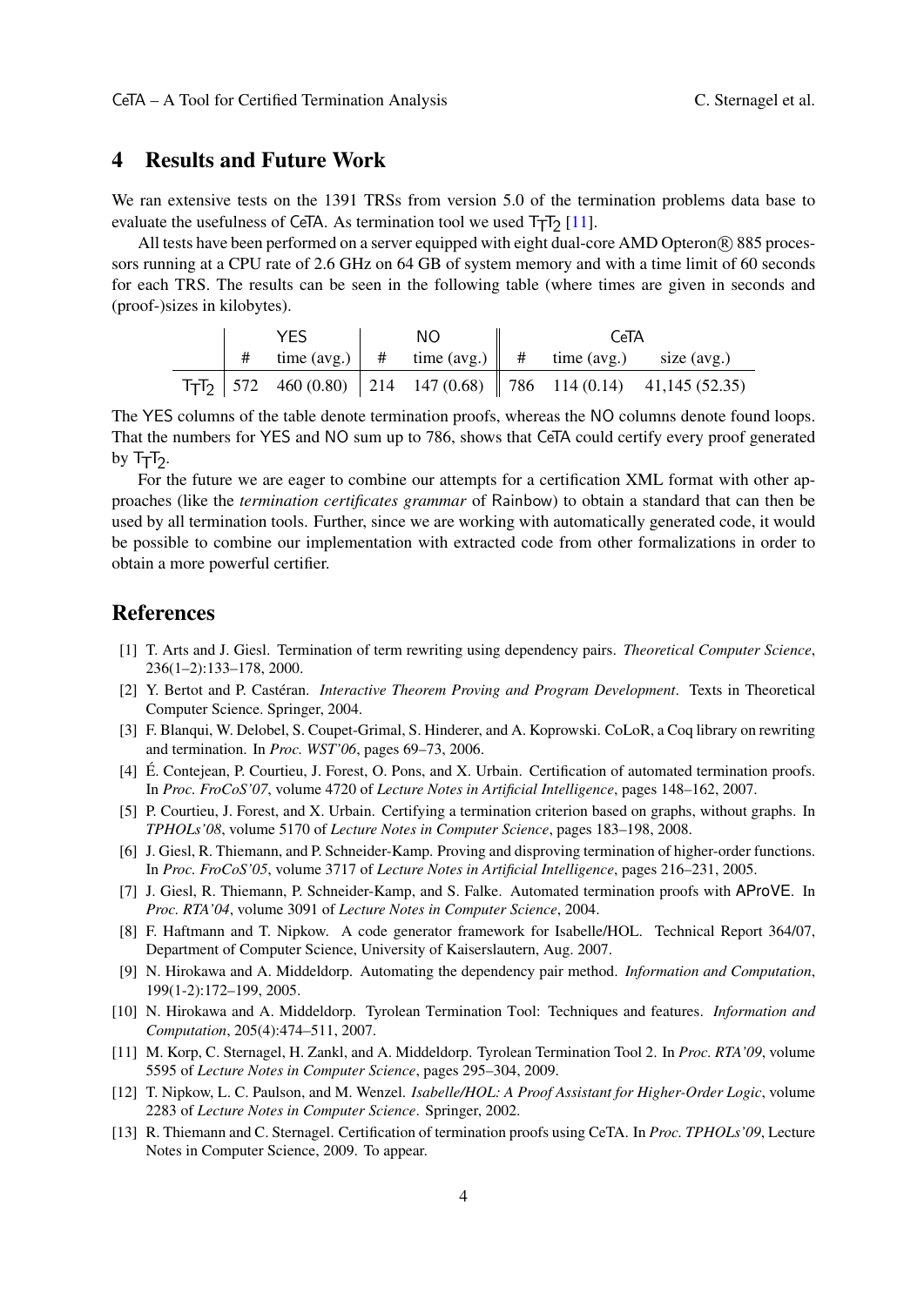## 4 Results and Future Work

We ran extensive tests on the 1391 TRSs from version 5.0 of the termination problems data base to evaluate the usefulness of CeTA. As termination tool we used $\mathsf{T_TT_2}$ [11].

All tests have been performed on a server equipped with eight dual-core AMD Opteron® 885 processors running at a CPU rate of 2.6 GHz on 64 GB of system memory and with a time limit of 60 seconds for each TRS. The results can be seen in the following table (where times are given in seconds and (proof-)sizes in kilobytes).

| | YES | | NO | | CeTA | | |
|---|---|---|---|---|---|---|---|
| | # | time (avg.) | # | time (avg.) | # | time (avg.) | size (avg.) |
| $\mathsf{T_TT_2}$ | 572 | 460 (0.80) | 214 | 147 (0.68) | 786 | 114 (0.14) | 41,145 (52.35) |

The YES columns of the table denote termination proofs, whereas the NO columns denote found loops. That the numbers for YES and NO sum up to 786, shows that CeTA could certify every proof generated by $\mathsf{T_TT_2}$.

For the future we are eager to combine our attempts for a certification XML format with other approaches (like the *termination certificates grammar* of Rainbow) to obtain a standard that can then be used by all termination tools. Further, since we are working with automatically generated code, it would be possible to combine our implementation with extracted code from other formalizations in order to obtain a more powerful certifier.

## References

[1] T. Arts and J. Giesl. Termination of term rewriting using dependency pairs. *Theoretical Computer Science*, 236(1–2):133–178, 2000.

[2] Y. Bertot and P. Castéran. *Interactive Theorem Proving and Program Development*. Texts in Theoretical Computer Science. Springer, 2004.

[3] F. Blanqui, W. Delobel, S. Coupet-Grimal, S. Hinderer, and A. Koprowski. CoLoR, a Coq library on rewriting and termination. In *Proc. WST'06*, pages 69–73, 2006.

[4] É. Contejean, P. Courtieu, J. Forest, O. Pons, and X. Urbain. Certification of automated termination proofs. In *Proc. FroCoS'07*, volume 4720 of *Lecture Notes in Artificial Intelligence*, pages 148–162, 2007.

[5] P. Courtieu, J. Forest, and X. Urbain. Certifying a termination criterion based on graphs, without graphs. In *TPHOLs'08*, volume 5170 of *Lecture Notes in Computer Science*, pages 183–198, 2008.

[6] J. Giesl, R. Thiemann, and P. Schneider-Kamp. Proving and disproving termination of higher-order functions. In *Proc. FroCoS'05*, volume 3717 of *Lecture Notes in Artificial Intelligence*, pages 216–231, 2005.

[7] J. Giesl, R. Thiemann, P. Schneider-Kamp, and S. Falke. Automated termination proofs with AProVE. In *Proc. RTA'04*, volume 3091 of *Lecture Notes in Computer Science*, 2004.

[8] F. Haftmann and T. Nipkow. A code generator framework for Isabelle/HOL. Technical Report 364/07, Department of Computer Science, University of Kaiserslautern, Aug. 2007.

[9] N. Hirokawa and A. Middeldorp. Automating the dependency pair method. *Information and Computation*, 199(1-2):172–199, 2005.

[10] N. Hirokawa and A. Middeldorp. Tyrolean Termination Tool: Techniques and features. *Information and Computation*, 205(4):474–511, 2007.

[11] M. Korp, C. Sternagel, H. Zankl, and A. Middeldorp. Tyrolean Termination Tool 2. In *Proc. RTA'09*, volume 5595 of *Lecture Notes in Computer Science*, pages 295–304, 2009.

[12] T. Nipkow, L. C. Paulson, and M. Wenzel. *Isabelle/HOL: A Proof Assistant for Higher-Order Logic*, volume 2283 of *Lecture Notes in Computer Science*. Springer, 2002.

[13] R. Thiemann and C. Sternagel. Certification of termination proofs using CeTA. In *Proc. TPHOLs'09*, Lecture Notes in Computer Science, 2009. To appear.